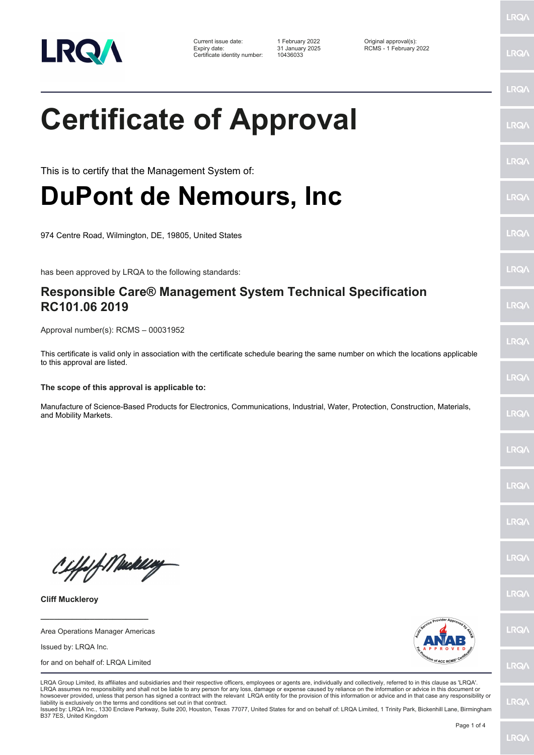| Current issue date: | 1 February 2022 | Original approval(s): |
| --- | --- | --- |
| Expiry date: | 31 January 2025 | RCMS - 1 February 2022 |
| Certificate identity number: | 10436033 | |

# Certificate of Approval

This is to certify that the Management System of:

# DuPont de Nemours, Inc

974 Centre Road, Wilmington, DE, 19805, United States

has been approved by LRQA to the following standards:

## Responsible Care® Management System Technical Specification RC101.06 2019

Approval number(s): RCMS – 00031952

This certificate is valid only in association with the certificate schedule bearing the same number on which the locations applicable to this approval are listed.

**The scope of this approval is applicable to:**

Manufacture of Science-Based Products for Electronics, Communications, Industrial, Water, Protection, Construction, Materials, and Mobility Markets.

**Cliff Muckleroy**

Area Operations Manager Americas

Issued by: LRQA Inc.

for and on behalf of: LRQA Limited

LRQA Group Limited, its affiliates and subsidiaries and their respective officers, employees or agents are, individually and collectively, referred to in this clause as 'LRQA'. LRQA assumes no responsibility and shall not be liable to any person for any loss, damage or expense caused by reliance on the information or advice in this document or howsoever provided, unless that person has signed a contract with the relevant LRQA entity for the provision of this information or advice and in that case any responsibility or liability is exclusively on the terms and conditions set out in that contract.
Issued by: LRQA Inc., 1330 Enclave Parkway, Suite 200, Houston, Texas 77077, United States for and on behalf of: LRQA Limited, 1 Trinity Park, Bickenhill Lane, Birmingham B37 7ES, United Kingdom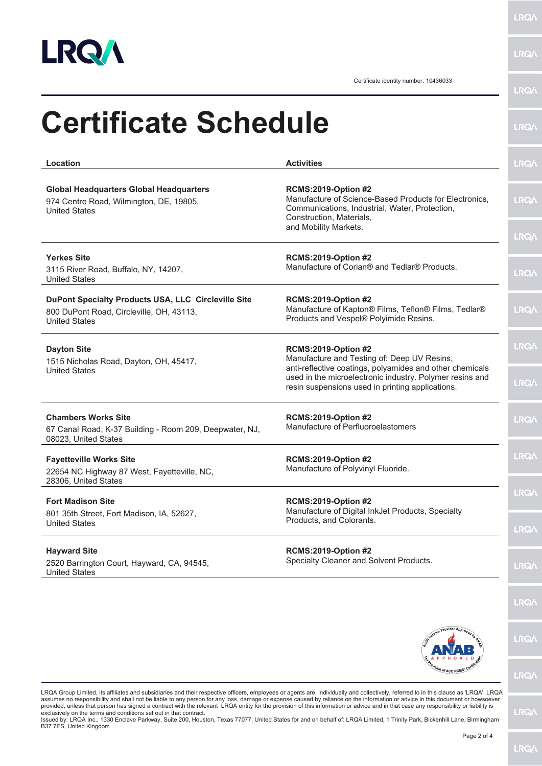Certificate identity number: 10436033

# Certificate Schedule

| Location | Activities |
|---|---|
| **Global Headquarters Global Headquarters**<br>974 Centre Road, Wilmington, DE, 19805, United States | **RCMS:2019-Option #2**<br>Manufacture of Science-Based Products for Electronics, Communications, Industrial, Water, Protection, Construction, Materials, and Mobility Markets. |
| **Yerkes Site**<br>3115 River Road, Buffalo, NY, 14207, United States | **RCMS:2019-Option #2**<br>Manufacture of Corian® and Tedlar® Products. |
| **DuPont Specialty Products USA, LLC Circleville Site**<br>800 DuPont Road, Circleville, OH, 43113, United States | **RCMS:2019-Option #2**<br>Manufacture of Kapton® Films, Teflon® Films, Tedlar® Products and Vespel® Polyimide Resins. |
| **Dayton Site**<br>1515 Nicholas Road, Dayton, OH, 45417, United States | **RCMS:2019-Option #2**<br>Manufacture and Testing of: Deep UV Resins, anti-reflective coatings, polyamides and other chemicals used in the microelectronic industry. Polymer resins and resin suspensions used in printing applications. |
| **Chambers Works Site**<br>67 Canal Road, K-37 Building - Room 209, Deepwater, NJ, 08023, United States | **RCMS:2019-Option #2**<br>Manufacture of Perfluoroelastomers |
| **Fayetteville Works Site**<br>22654 NC Highway 87 West, Fayetteville, NC, 28306, United States | **RCMS:2019-Option #2**<br>Manufacture of Polyvinyl Fluoride. |
| **Fort Madison Site**<br>801 35th Street, Fort Madison, IA, 52627, United States | **RCMS:2019-Option #2**<br>Manufacture of Digital InkJet Products, Specialty Products, and Colorants. |
| **Hayward Site**<br>2520 Barrington Court, Hayward, CA, 94545, United States | **RCMS:2019-Option #2**<br>Specialty Cleaner and Solvent Products. |

LRQA Group Limited, its affiliates and subsidiaries and their respective officers, employees or agents are, individually and collectively, referred to in this clause as 'LRQA'. LRQA assumes no responsibility and shall not be liable to any person for any loss, damage or expense caused by reliance on the information or advice in this document or howsoever provided, unless that person has signed a contract with the relevant LRQA entity for the provision of this information or advice and in that case any responsibility or liability is exclusively on the terms and conditions set out in that contract.
Issued by: LRQA Inc., 1330 Enclave Parkway, Suite 200, Houston, Texas 77077, United States for and on behalf of: LRQA Limited, 1 Trinity Park, Bickenhill Lane, Birmingham B37 7ES, United Kingdom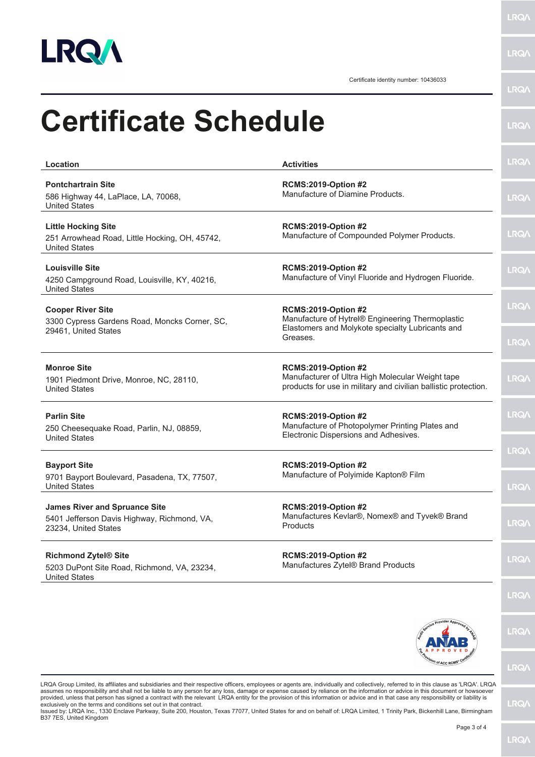Certificate identity number: 10436033

# Certificate Schedule

| Location | Activities |
| --- | --- |
| **Pontchartrain Site**<br>586 Highway 44, LaPlace, LA, 70068, United States | **RCMS:2019-Option #2**<br>Manufacture of Diamine Products. |
| **Little Hocking Site**<br>251 Arrowhead Road, Little Hocking, OH, 45742, United States | **RCMS:2019-Option #2**<br>Manufacture of Compounded Polymer Products. |
| **Louisville Site**<br>4250 Campground Road, Louisville, KY, 40216, United States | **RCMS:2019-Option #2**<br>Manufacture of Vinyl Fluoride and Hydrogen Fluoride. |
| **Cooper River Site**<br>3300 Cypress Gardens Road, Moncks Corner, SC, 29461, United States | **RCMS:2019-Option #2**<br>Manufacture of Hytrel® Engineering Thermoplastic Elastomers and Molykote specialty Lubricants and Greases. |
| **Monroe Site**<br>1901 Piedmont Drive, Monroe, NC, 28110, United States | **RCMS:2019-Option #2**<br>Manufacturer of Ultra High Molecular Weight tape products for use in military and civilian ballistic protection. |
| **Parlin Site**<br>250 Cheesequake Road, Parlin, NJ, 08859, United States | **RCMS:2019-Option #2**<br>Manufacture of Photopolymer Printing Plates and Electronic Dispersions and Adhesives. |
| **Bayport Site**<br>9701 Bayport Boulevard, Pasadena, TX, 77507, United States | **RCMS:2019-Option #2**<br>Manufacture of Polyimide Kapton® Film |
| **James River and Spruance Site**<br>5401 Jefferson Davis Highway, Richmond, VA, 23234, United States | **RCMS:2019-Option #2**<br>Manufactures Kevlar®, Nomex® and Tyvek® Brand Products |
| **Richmond Zytel® Site**<br>5203 DuPont Site Road, Richmond, VA, 23234, United States | **RCMS:2019-Option #2**<br>Manufactures Zytel® Brand Products |

LRQA Group Limited, its affiliates and subsidiaries and their respective officers, employees or agents are, individually and collectively, referred to in this clause as 'LRQA'. LRQA assumes no responsibility and shall not be liable to any person for any loss, damage or expense caused by reliance on the information or advice in this document or howsoever provided, unless that person has signed a contract with the relevant LRQA entity for the provision of this information or advice and in that case any responsibility or liability is exclusively on the terms and conditions set out in that contract.
Issued by: LRQA Inc., 1330 Enclave Parkway, Suite 200, Houston, Texas 77077, United States for and on behalf of: LRQA Limited, 1 Trinity Park, Bickenhill Lane, Birmingham B37 7ES, United Kingdom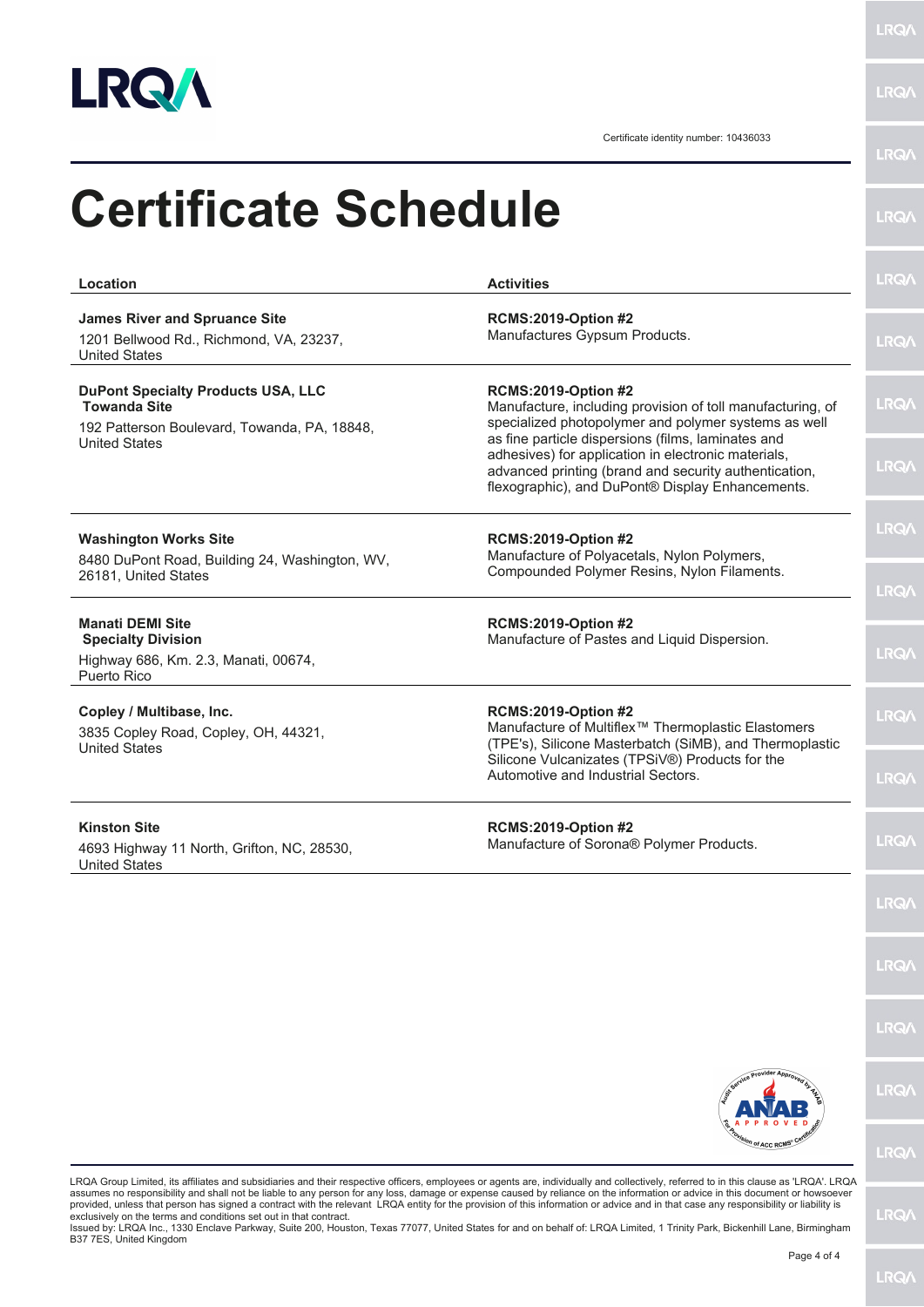Certificate identity number: 10436033

# Certificate Schedule

| Location | Activities |
| --- | --- |
| **James River and Spruance Site**<br>1201 Bellwood Rd., Richmond, VA, 23237, United States | **RCMS:2019-Option #2**<br>Manufactures Gypsum Products. |
| **DuPont Specialty Products USA, LLC Towanda Site**<br>192 Patterson Boulevard, Towanda, PA, 18848, United States | **RCMS:2019-Option #2**<br>Manufacture, including provision of toll manufacturing, of specialized photopolymer and polymer systems as well as fine particle dispersions (films, laminates and adhesives) for application in electronic materials, advanced printing (brand and security authentication, flexographic), and DuPont® Display Enhancements. |
| **Washington Works Site**<br>8480 DuPont Road, Building 24, Washington, WV, 26181, United States | **RCMS:2019-Option #2**<br>Manufacture of Polyacetals, Nylon Polymers, Compounded Polymer Resins, Nylon Filaments. |
| **Manati DEMI Site Specialty Division**<br>Highway 686, Km. 2.3, Manati, 00674, Puerto Rico | **RCMS:2019-Option #2**<br>Manufacture of Pastes and Liquid Dispersion. |
| **Copley / Multibase, Inc.**<br>3835 Copley Road, Copley, OH, 44321, United States | **RCMS:2019-Option #2**<br>Manufacture of Multiflex™ Thermoplastic Elastomers (TPE's), Silicone Masterbatch (SiMB), and Thermoplastic Silicone Vulcanizates (TPSiV®) Products for the Automotive and Industrial Sectors. |
| **Kinston Site**<br>4693 Highway 11 North, Grifton, NC, 28530, United States | **RCMS:2019-Option #2**<br>Manufacture of Sorona® Polymer Products. |

LRQA Group Limited, its affiliates and subsidiaries and their respective officers, employees or agents are, individually and collectively, referred to in this clause as 'LRQA'. LRQA assumes no responsibility and shall not be liable to any person for any loss, damage or expense caused by reliance on the information or advice in this document or howsoever provided, unless that person has signed a contract with the relevant LRQA entity for the provision of this information or advice and in that case any responsibility or liability is exclusively on the terms and conditions set out in that contract.
Issued by: LRQA Inc., 1330 Enclave Parkway, Suite 200, Houston, Texas 77077, United States for and on behalf of: LRQA Limited, 1 Trinity Park, Bickenhill Lane, Birmingham B37 7ES, United Kingdom